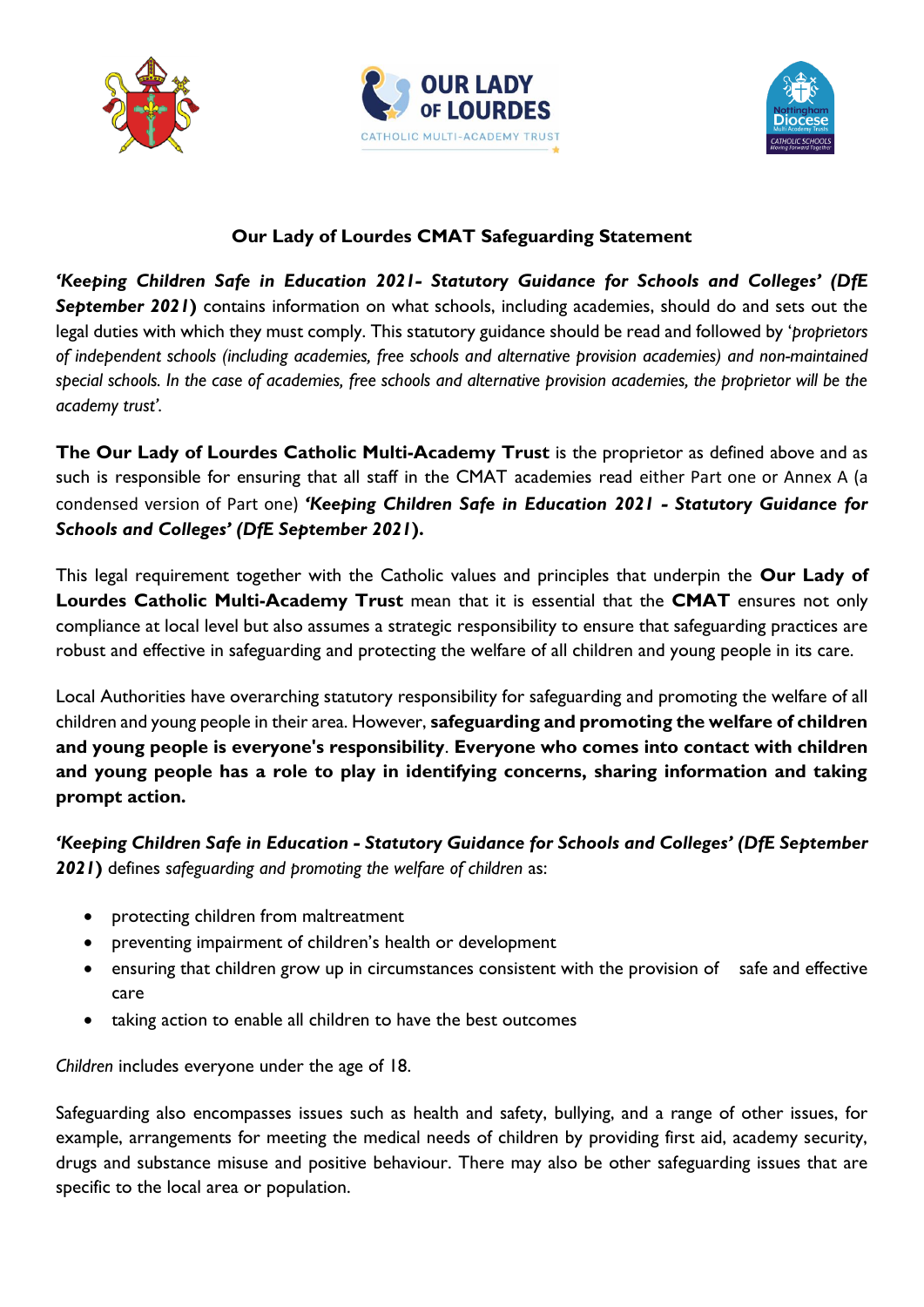## Our Lady of Lourdes CMAT Safeguarding Statement

***'Keeping Children Safe in Education 2021- Statutory Guidance for Schools and Colleges' (DfE September 2021)*** contains information on what schools, including academies, should do and sets out the legal duties with which they must comply. This statutory guidance should be read and followed by '*proprietors of independent schools (including academies, free schools and alternative provision academies) and non-maintained special schools. In the case of academies, free schools and alternative provision academies, the proprietor will be the academy trust'*.

**The Our Lady of Lourdes Catholic Multi-Academy Trust** is the proprietor as defined above and as such is responsible for ensuring that all staff in the CMAT academies read either Part one or Annex A (a condensed version of Part one) ***'Keeping Children Safe in Education 2021 - Statutory Guidance for Schools and Colleges' (DfE September 2021).***

This legal requirement together with the Catholic values and principles that underpin the **Our Lady of Lourdes Catholic Multi-Academy Trust** mean that it is essential that the **CMAT** ensures not only compliance at local level but also assumes a strategic responsibility to ensure that safeguarding practices are robust and effective in safeguarding and protecting the welfare of all children and young people in its care.

Local Authorities have overarching statutory responsibility for safeguarding and promoting the welfare of all children and young people in their area. However, **safeguarding and promoting the welfare of children and young people is everyone's responsibility**. **Everyone who comes into contact with children and young people has a role to play in identifying concerns, sharing information and taking prompt action.**

***'Keeping Children Safe in Education - Statutory Guidance for Schools and Colleges' (DfE September 2021)*** defines *safeguarding and promoting the welfare of children* as:

- protecting children from maltreatment
- preventing impairment of children's health or development
- ensuring that children grow up in circumstances consistent with the provision of safe and effective care
- taking action to enable all children to have the best outcomes

*Children* includes everyone under the age of 18.

Safeguarding also encompasses issues such as health and safety, bullying, and a range of other issues, for example, arrangements for meeting the medical needs of children by providing first aid, academy security, drugs and substance misuse and positive behaviour. There may also be other safeguarding issues that are specific to the local area or population.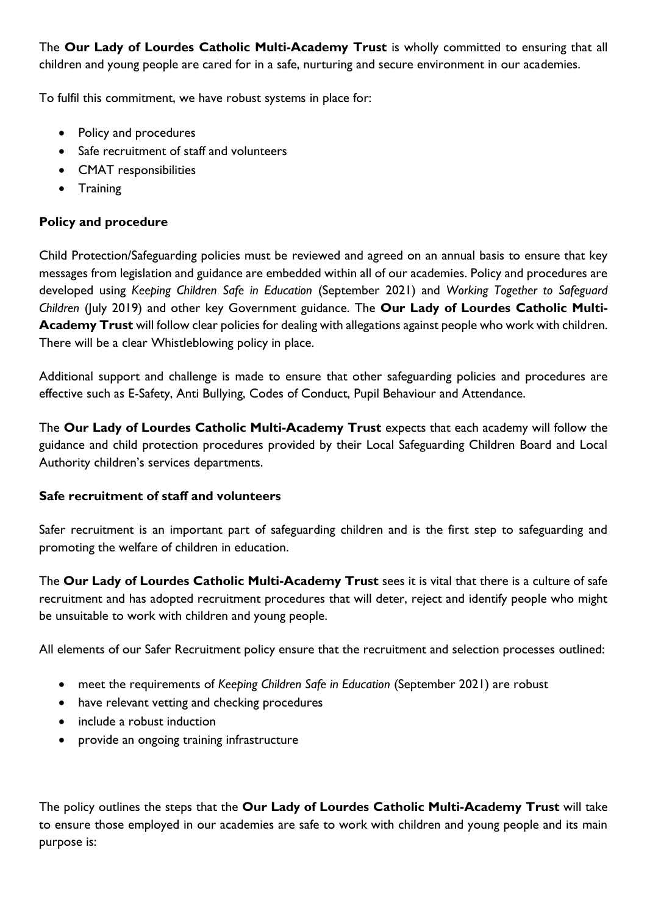The **Our Lady of Lourdes Catholic Multi-Academy Trust** is wholly committed to ensuring that all children and young people are cared for in a safe, nurturing and secure environment in our academies.

To fulfil this commitment, we have robust systems in place for:

- Policy and procedures
- Safe recruitment of staff and volunteers
- CMAT responsibilities
- Training

**Policy and procedure**

Child Protection/Safeguarding policies must be reviewed and agreed on an annual basis to ensure that key messages from legislation and guidance are embedded within all of our academies. Policy and procedures are developed using *Keeping Children Safe in Education* (September 2021) and *Working Together to Safeguard Children* (July 2019) and other key Government guidance. The **Our Lady of Lourdes Catholic Multi-Academy Trust** will follow clear policies for dealing with allegations against people who work with children. There will be a clear Whistleblowing policy in place.

Additional support and challenge is made to ensure that other safeguarding policies and procedures are effective such as E-Safety, Anti Bullying, Codes of Conduct, Pupil Behaviour and Attendance.

The **Our Lady of Lourdes Catholic Multi-Academy Trust** expects that each academy will follow the guidance and child protection procedures provided by their Local Safeguarding Children Board and Local Authority children's services departments.

**Safe recruitment of staff and volunteers**

Safer recruitment is an important part of safeguarding children and is the first step to safeguarding and promoting the welfare of children in education.

The **Our Lady of Lourdes Catholic Multi-Academy Trust** sees it is vital that there is a culture of safe recruitment and has adopted recruitment procedures that will deter, reject and identify people who might be unsuitable to work with children and young people.

All elements of our Safer Recruitment policy ensure that the recruitment and selection processes outlined:

- meet the requirements of *Keeping Children Safe in Education* (September 2021) are robust
- have relevant vetting and checking procedures
- include a robust induction
- provide an ongoing training infrastructure

The policy outlines the steps that the **Our Lady of Lourdes Catholic Multi-Academy Trust** will take to ensure those employed in our academies are safe to work with children and young people and its main purpose is: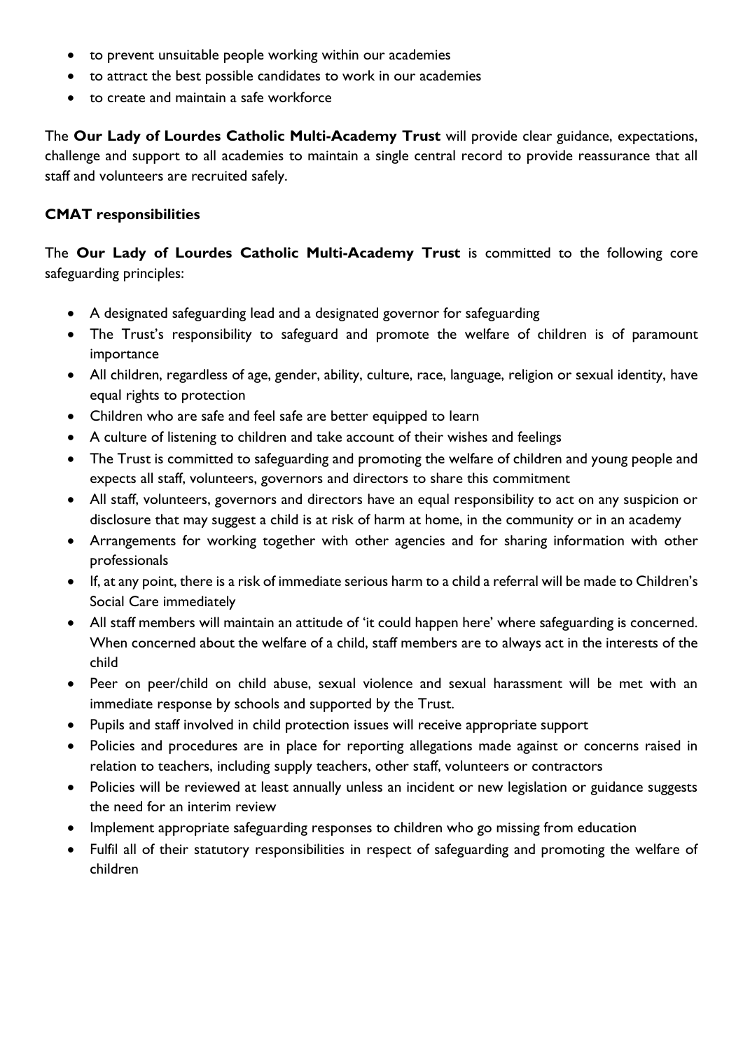- to prevent unsuitable people working within our academies
- to attract the best possible candidates to work in our academies
- to create and maintain a safe workforce

The **Our Lady of Lourdes Catholic Multi-Academy Trust** will provide clear guidance, expectations, challenge and support to all academies to maintain a single central record to provide reassurance that all staff and volunteers are recruited safely.

**CMAT responsibilities**

The **Our Lady of Lourdes Catholic Multi-Academy Trust** is committed to the following core safeguarding principles:

- A designated safeguarding lead and a designated governor for safeguarding
- The Trust's responsibility to safeguard and promote the welfare of children is of paramount importance
- All children, regardless of age, gender, ability, culture, race, language, religion or sexual identity, have equal rights to protection
- Children who are safe and feel safe are better equipped to learn
- A culture of listening to children and take account of their wishes and feelings
- The Trust is committed to safeguarding and promoting the welfare of children and young people and expects all staff, volunteers, governors and directors to share this commitment
- All staff, volunteers, governors and directors have an equal responsibility to act on any suspicion or disclosure that may suggest a child is at risk of harm at home, in the community or in an academy
- Arrangements for working together with other agencies and for sharing information with other professionals
- If, at any point, there is a risk of immediate serious harm to a child a referral will be made to Children's Social Care immediately
- All staff members will maintain an attitude of 'it could happen here' where safeguarding is concerned. When concerned about the welfare of a child, staff members are to always act in the interests of the child
- Peer on peer/child on child abuse, sexual violence and sexual harassment will be met with an immediate response by schools and supported by the Trust.
- Pupils and staff involved in child protection issues will receive appropriate support
- Policies and procedures are in place for reporting allegations made against or concerns raised in relation to teachers, including supply teachers, other staff, volunteers or contractors
- Policies will be reviewed at least annually unless an incident or new legislation or guidance suggests the need for an interim review
- Implement appropriate safeguarding responses to children who go missing from education
- Fulfil all of their statutory responsibilities in respect of safeguarding and promoting the welfare of children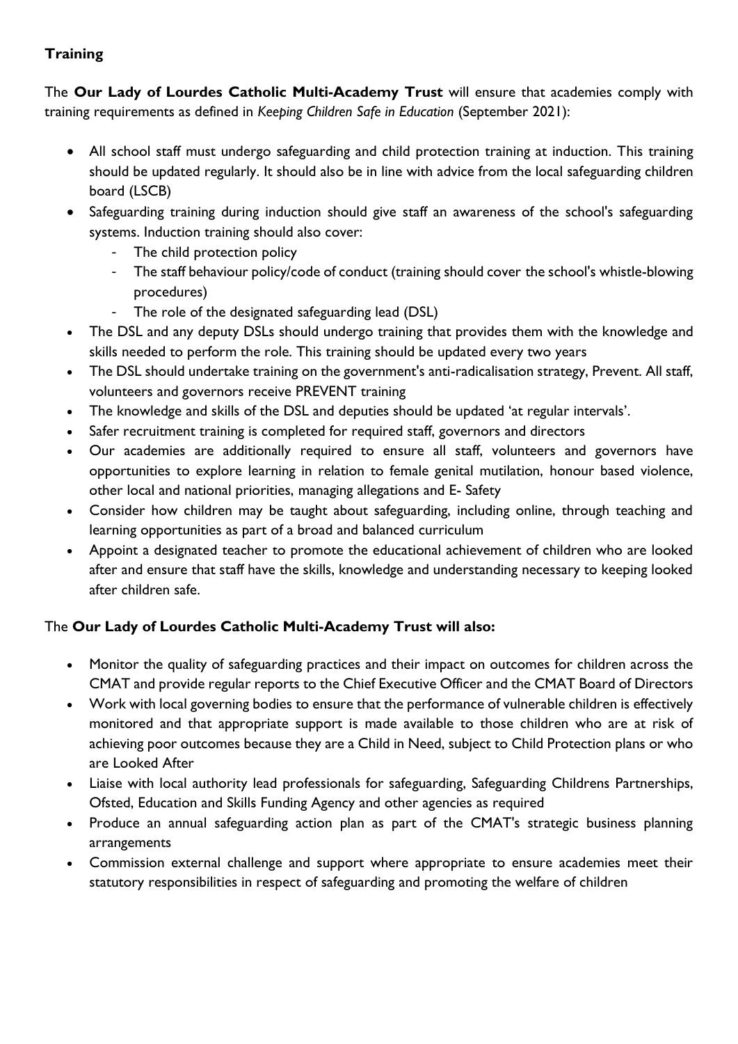**Training**

The **Our Lady of Lourdes Catholic Multi-Academy Trust** will ensure that academies comply with training requirements as defined in *Keeping Children Safe in Education* (September 2021):

- All school staff must undergo safeguarding and child protection training at induction. This training should be updated regularly. It should also be in line with advice from the local safeguarding children board (LSCB)
- Safeguarding training during induction should give staff an awareness of the school's safeguarding systems. Induction training should also cover:
  - The child protection policy
  - The staff behaviour policy/code of conduct (training should cover the school's whistle-blowing procedures)
  - The role of the designated safeguarding lead (DSL)
- The DSL and any deputy DSLs should undergo training that provides them with the knowledge and skills needed to perform the role. This training should be updated every two years
- The DSL should undertake training on the government's anti-radicalisation strategy, Prevent. All staff, volunteers and governors receive PREVENT training
- The knowledge and skills of the DSL and deputies should be updated 'at regular intervals'.
- Safer recruitment training is completed for required staff, governors and directors
- Our academies are additionally required to ensure all staff, volunteers and governors have opportunities to explore learning in relation to female genital mutilation, honour based violence, other local and national priorities, managing allegations and E- Safety
- Consider how children may be taught about safeguarding, including online, through teaching and learning opportunities as part of a broad and balanced curriculum
- Appoint a designated teacher to promote the educational achievement of children who are looked after and ensure that staff have the skills, knowledge and understanding necessary to keeping looked after children safe.

The **Our Lady of Lourdes Catholic Multi-Academy Trust will also:**

- Monitor the quality of safeguarding practices and their impact on outcomes for children across the CMAT and provide regular reports to the Chief Executive Officer and the CMAT Board of Directors
- Work with local governing bodies to ensure that the performance of vulnerable children is effectively monitored and that appropriate support is made available to those children who are at risk of achieving poor outcomes because they are a Child in Need, subject to Child Protection plans or who are Looked After
- Liaise with local authority lead professionals for safeguarding, Safeguarding Childrens Partnerships, Ofsted, Education and Skills Funding Agency and other agencies as required
- Produce an annual safeguarding action plan as part of the CMAT's strategic business planning arrangements
- Commission external challenge and support where appropriate to ensure academies meet their statutory responsibilities in respect of safeguarding and promoting the welfare of children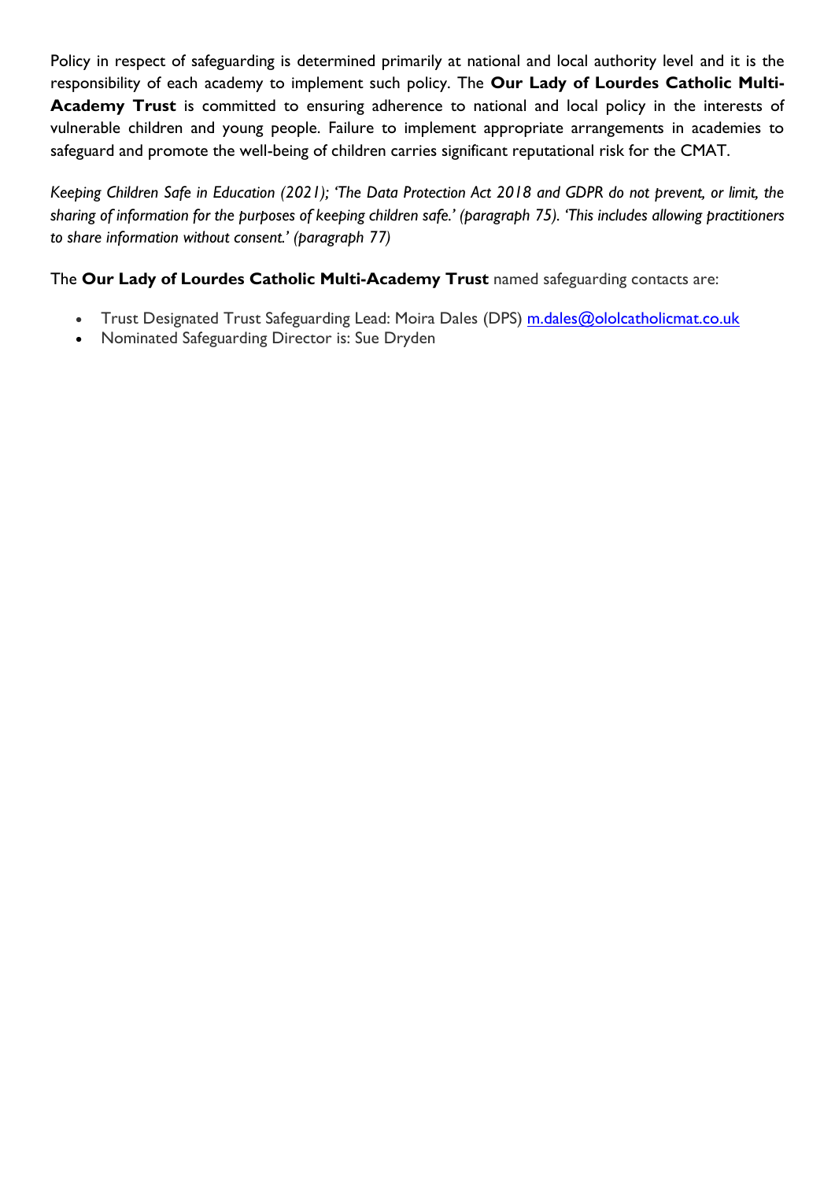Policy in respect of safeguarding is determined primarily at national and local authority level and it is the responsibility of each academy to implement such policy. The **Our Lady of Lourdes Catholic Multi-Academy Trust** is committed to ensuring adherence to national and local policy in the interests of vulnerable children and young people. Failure to implement appropriate arrangements in academies to safeguard and promote the well-being of children carries significant reputational risk for the CMAT.

*Keeping Children Safe in Education (2021); 'The Data Protection Act 2018 and GDPR do not prevent, or limit, the sharing of information for the purposes of keeping children safe.' (paragraph 75). 'This includes allowing practitioners to share information without consent.' (paragraph 77)*

The **Our Lady of Lourdes Catholic Multi-Academy Trust** named safeguarding contacts are:

- Trust Designated Trust Safeguarding Lead: Moira Dales (DPS) m.dales@ololcatholicmat.co.uk
- Nominated Safeguarding Director is: Sue Dryden